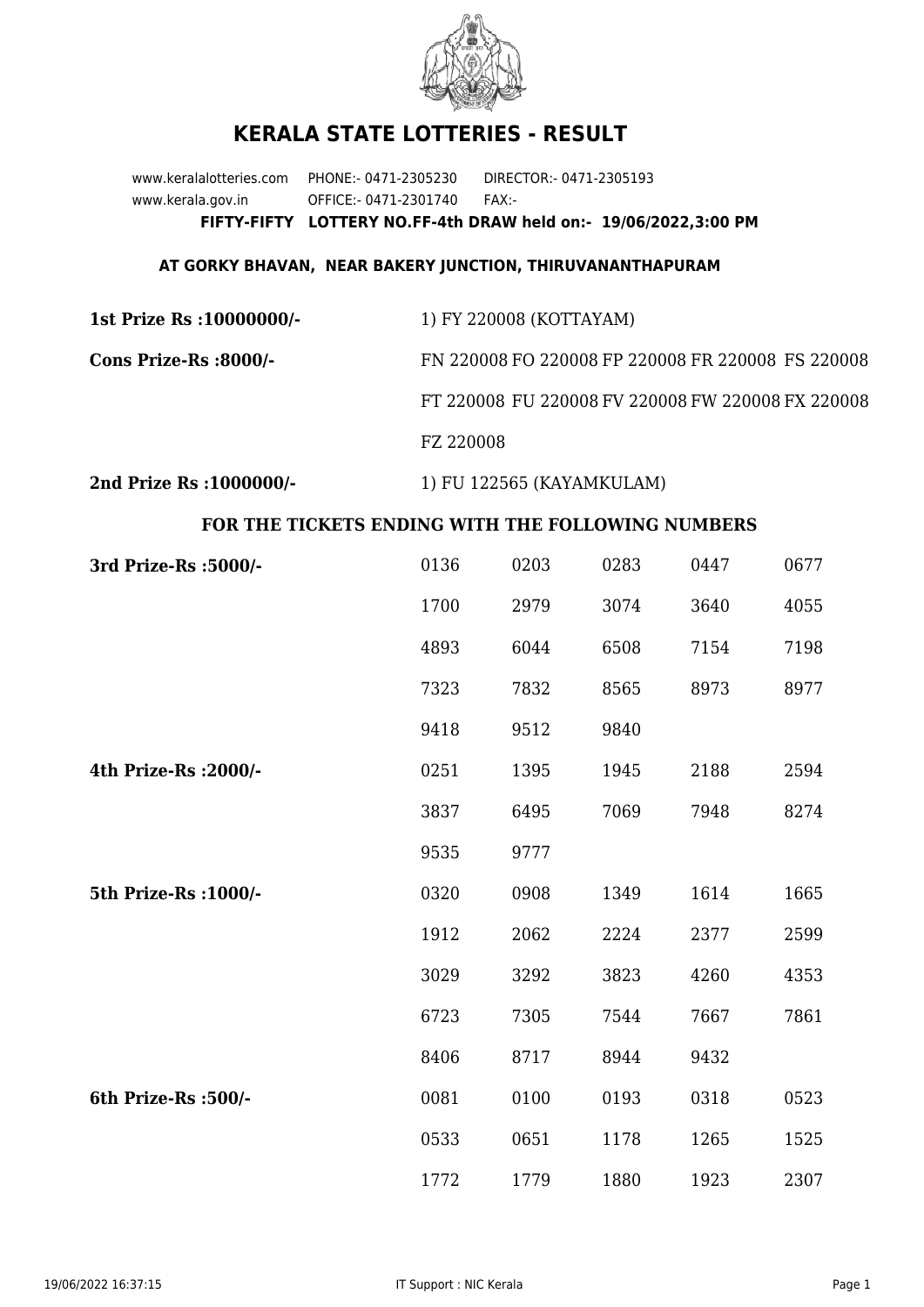# KERALA STATE LOTTERIES - RESULT

www.keralalotteries.com PHONE:- 0471-2305230 DIRECTOR:- 0471-2305193
www.kerala.gov.in OFFICE:- 0471-2301740 FAX:-

**FIFTY-FIFTY LOTTERY NO.FF-4th DRAW held on:- 19/06/2022,3:00 PM**

**AT GORKY BHAVAN, NEAR BAKERY JUNCTION, THIRUVANANTHAPURAM**

**1st Prize Rs :10000000/-** 1) FY 220008 (KOTTAYAM)

**Cons Prize-Rs :8000/-** FN 220008 FO 220008 FP 220008 FR 220008 FS 220008 FT 220008 FU 220008 FV 220008 FW 220008 FX 220008 FZ 220008

**2nd Prize Rs :1000000/-** 1) FU 122565 (KAYAMKULAM)

**FOR THE TICKETS ENDING WITH THE FOLLOWING NUMBERS**

| Prize | | | | | |
|---|---|---|---|---|---|
| **3rd Prize-Rs :5000/-** | 0136 | 0203 | 0283 | 0447 | 0677 |
| | 1700 | 2979 | 3074 | 3640 | 4055 |
| | 4893 | 6044 | 6508 | 7154 | 7198 |
| | 7323 | 7832 | 8565 | 8973 | 8977 |
| | 9418 | 9512 | 9840 | | |
| **4th Prize-Rs :2000/-** | 0251 | 1395 | 1945 | 2188 | 2594 |
| | 3837 | 6495 | 7069 | 7948 | 8274 |
| | 9535 | 9777 | | | |
| **5th Prize-Rs :1000/-** | 0320 | 0908 | 1349 | 1614 | 1665 |
| | 1912 | 2062 | 2224 | 2377 | 2599 |
| | 3029 | 3292 | 3823 | 4260 | 4353 |
| | 6723 | 7305 | 7544 | 7667 | 7861 |
| | 8406 | 8717 | 8944 | 9432 | |
| **6th Prize-Rs :500/-** | 0081 | 0100 | 0193 | 0318 | 0523 |
| | 0533 | 0651 | 1178 | 1265 | 1525 |
| | 1772 | 1779 | 1880 | 1923 | 2307 |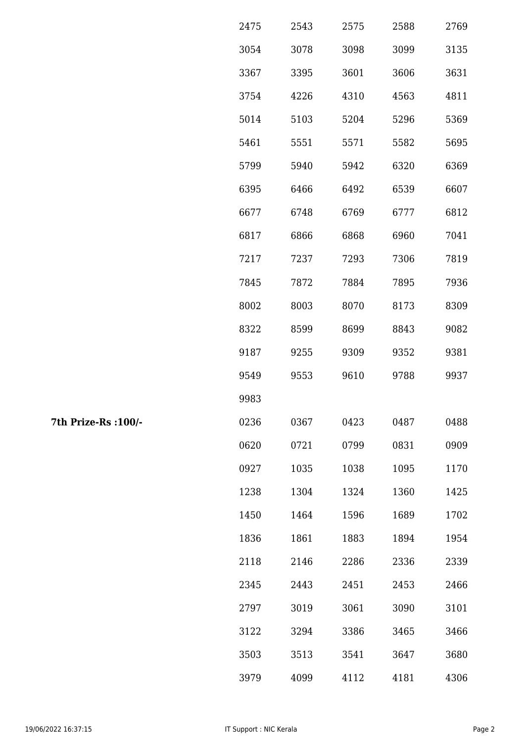| | | | | | |
|---|---|---|---|---|---|
| | 2475 | 2543 | 2575 | 2588 | 2769 |
| | 3054 | 3078 | 3098 | 3099 | 3135 |
| | 3367 | 3395 | 3601 | 3606 | 3631 |
| | 3754 | 4226 | 4310 | 4563 | 4811 |
| | 5014 | 5103 | 5204 | 5296 | 5369 |
| | 5461 | 5551 | 5571 | 5582 | 5695 |
| | 5799 | 5940 | 5942 | 6320 | 6369 |
| | 6395 | 6466 | 6492 | 6539 | 6607 |
| | 6677 | 6748 | 6769 | 6777 | 6812 |
| | 6817 | 6866 | 6868 | 6960 | 7041 |
| | 7217 | 7237 | 7293 | 7306 | 7819 |
| | 7845 | 7872 | 7884 | 7895 | 7936 |
| | 8002 | 8003 | 8070 | 8173 | 8309 |
| | 8322 | 8599 | 8699 | 8843 | 9082 |
| | 9187 | 9255 | 9309 | 9352 | 9381 |
| | 9549 | 9553 | 9610 | 9788 | 9937 |
| | 9983 | | | | |
| **7th Prize-Rs :100/-** | 0236 | 0367 | 0423 | 0487 | 0488 |
| | 0620 | 0721 | 0799 | 0831 | 0909 |
| | 0927 | 1035 | 1038 | 1095 | 1170 |
| | 1238 | 1304 | 1324 | 1360 | 1425 |
| | 1450 | 1464 | 1596 | 1689 | 1702 |
| | 1836 | 1861 | 1883 | 1894 | 1954 |
| | 2118 | 2146 | 2286 | 2336 | 2339 |
| | 2345 | 2443 | 2451 | 2453 | 2466 |
| | 2797 | 3019 | 3061 | 3090 | 3101 |
| | 3122 | 3294 | 3386 | 3465 | 3466 |
| | 3503 | 3513 | 3541 | 3647 | 3680 |
| | 3979 | 4099 | 4112 | 4181 | 4306 |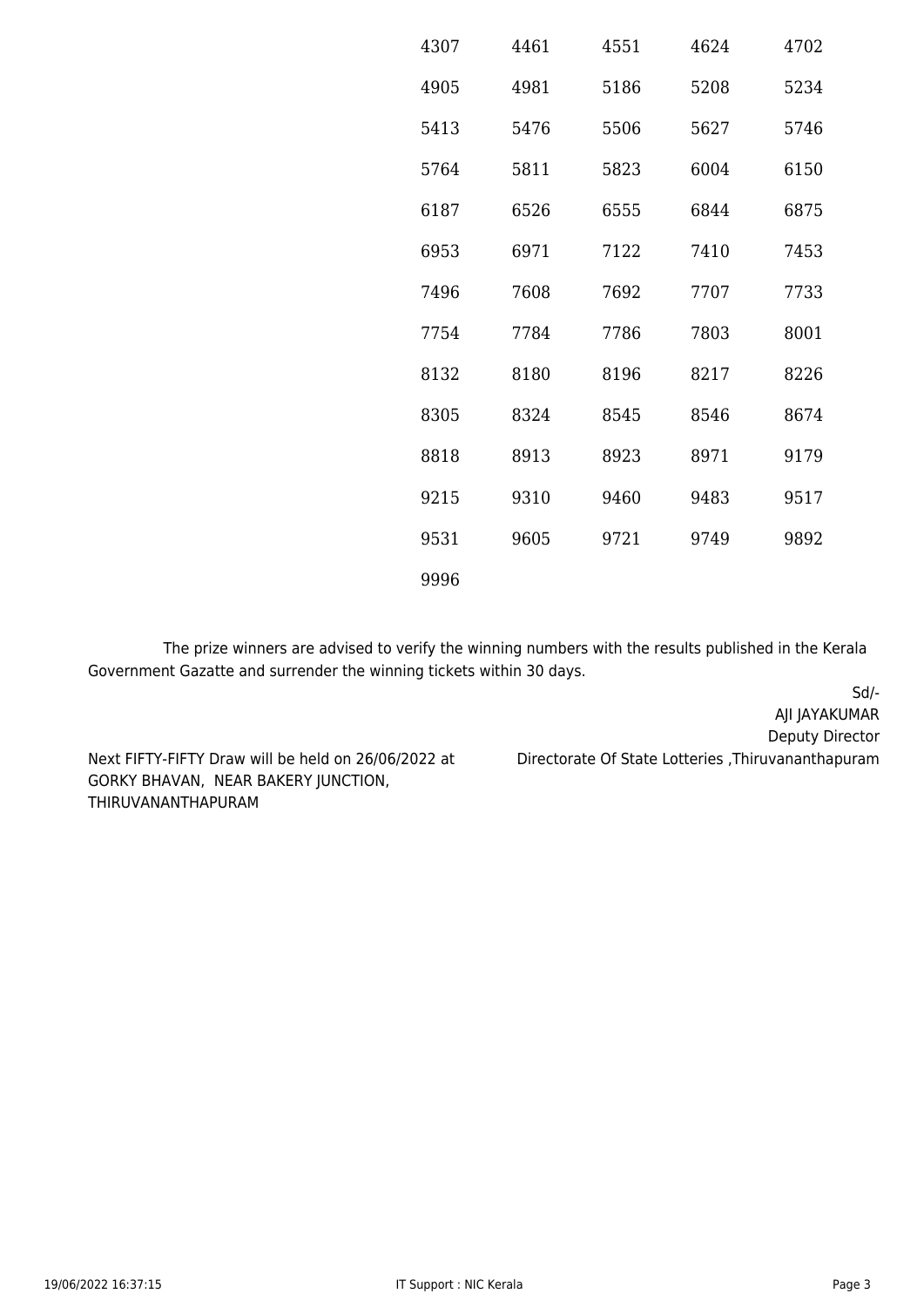| | | | | |
|---|---|---|---|---|
| 4307 | 4461 | 4551 | 4624 | 4702 |
| 4905 | 4981 | 5186 | 5208 | 5234 |
| 5413 | 5476 | 5506 | 5627 | 5746 |
| 5764 | 5811 | 5823 | 6004 | 6150 |
| 6187 | 6526 | 6555 | 6844 | 6875 |
| 6953 | 6971 | 7122 | 7410 | 7453 |
| 7496 | 7608 | 7692 | 7707 | 7733 |
| 7754 | 7784 | 7786 | 7803 | 8001 |
| 8132 | 8180 | 8196 | 8217 | 8226 |
| 8305 | 8324 | 8545 | 8546 | 8674 |
| 8818 | 8913 | 8923 | 8971 | 9179 |
| 9215 | 9310 | 9460 | 9483 | 9517 |
| 9531 | 9605 | 9721 | 9749 | 9892 |
| 9996 | | | | |

The prize winners are advised to verify the winning numbers with the results published in the Kerala Government Gazatte and surrender the winning tickets within 30 days.

Sd/-
AJI JAYAKUMAR
Deputy Director
Directorate Of State Lotteries ,Thiruvananthapuram

Next FIFTY-FIFTY Draw will be held on 26/06/2022 at GORKY BHAVAN, NEAR BAKERY JUNCTION, THIRUVANANTHAPURAM